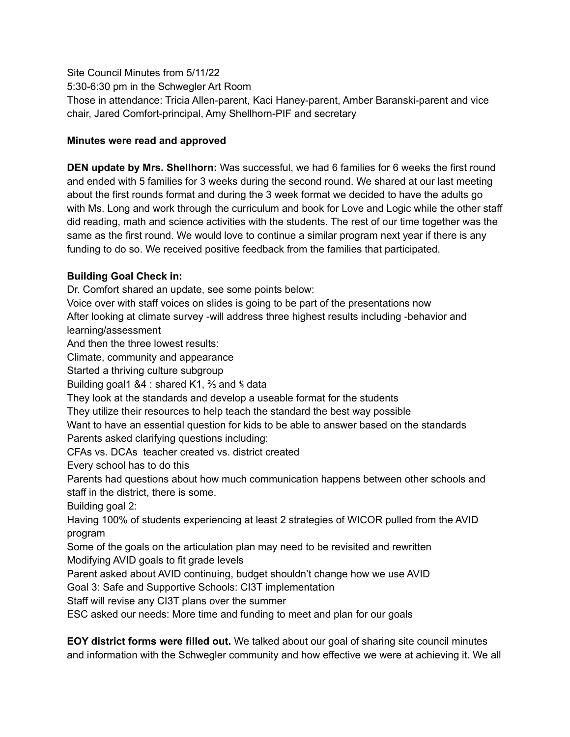Site Council Minutes from 5/11/22
5:30-6:30 pm in the Schwegler Art Room
Those in attendance: Tricia Allen-parent, Kaci Haney-parent, Amber Baranski-parent and vice chair, Jared Comfort-principal, Amy Shellhorn-PIF and secretary

**Minutes were read and approved**

**DEN update by Mrs. Shellhorn:** Was successful, we had 6 families for 6 weeks the first round and ended with 5 families for 3 weeks during the second round. We shared at our last meeting about the first rounds format and during the 3 week format we decided to have the adults go with Ms. Long and work through the curriculum and book for Love and Logic while the other staff did reading, math and science activities with the students. The rest of our time together was the same as the first round. We would love to continue a similar program next year if there is any funding to do so. We received positive feedback from the families that participated.

**Building Goal Check in:**
Dr. Comfort shared an update, see some points below:
Voice over with staff voices on slides is going to be part of the presentations now
After looking at climate survey -will address three highest results including -behavior and learning/assessment
And then the three lowest results:
Climate, community and appearance
Started a thriving culture subgroup
Building goal1 &4 : shared K1, ⅔ and ⅘ data
They look at the standards and develop a useable format for the students
They utilize their resources to help teach the standard the best way possible
Want to have an essential question for kids to be able to answer based on the standards
Parents asked clarifying questions including:
CFAs vs. DCAs teacher created vs. district created
Every school has to do this
Parents had questions about how much communication happens between other schools and staff in the district, there is some.
Building goal 2:
Having 100% of students experiencing at least 2 strategies of WICOR pulled from the AVID program
Some of the goals on the articulation plan may need to be revisited and rewritten
Modifying AVID goals to fit grade levels
Parent asked about AVID continuing, budget shouldn't change how we use AVID
Goal 3: Safe and Supportive Schools: CI3T implementation
Staff will revise any CI3T plans over the summer
ESC asked our needs: More time and funding to meet and plan for our goals

**EOY district forms were filled out.** We talked about our goal of sharing site council minutes and information with the Schwegler community and how effective we were at achieving it. We all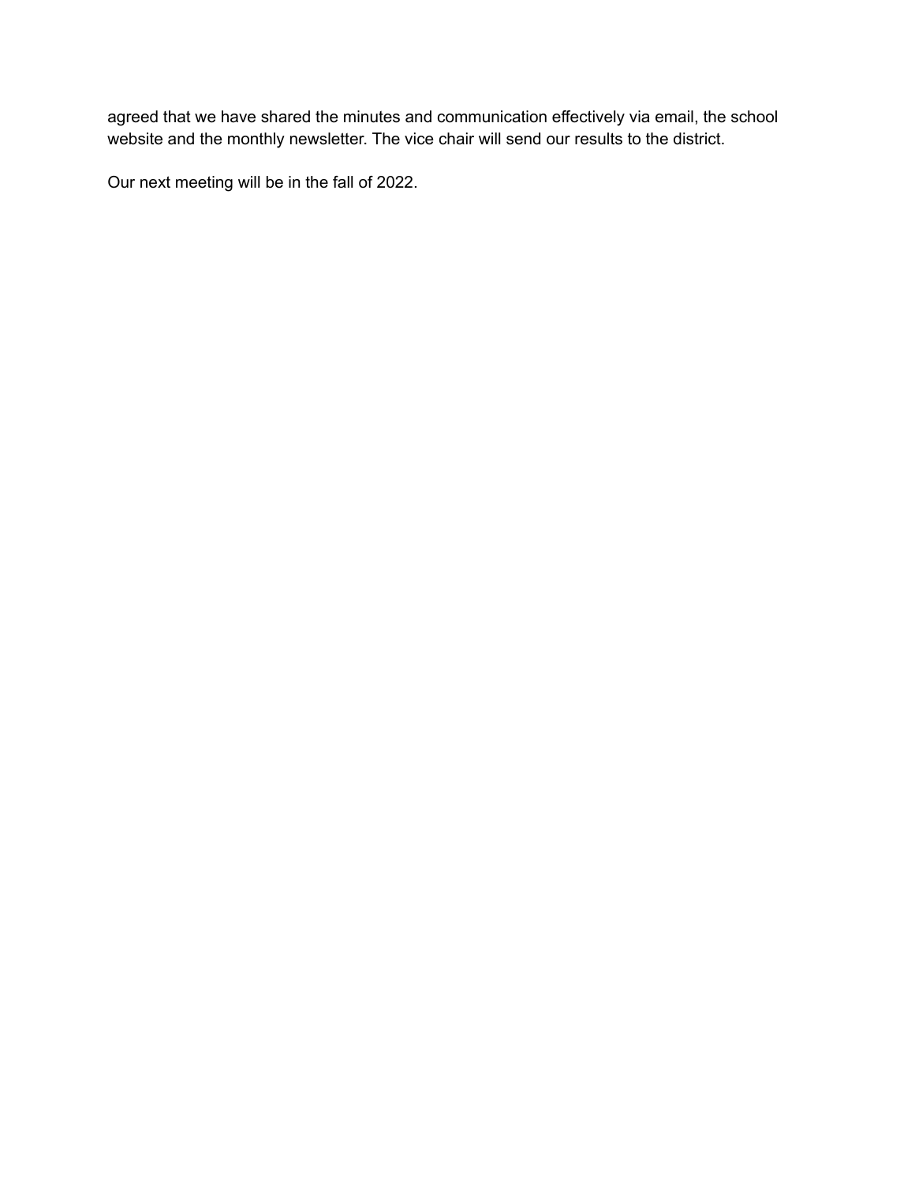agreed that we have shared the minutes and communication effectively via email, the school website and the monthly newsletter. The vice chair will send our results to the district.

Our next meeting will be in the fall of 2022.